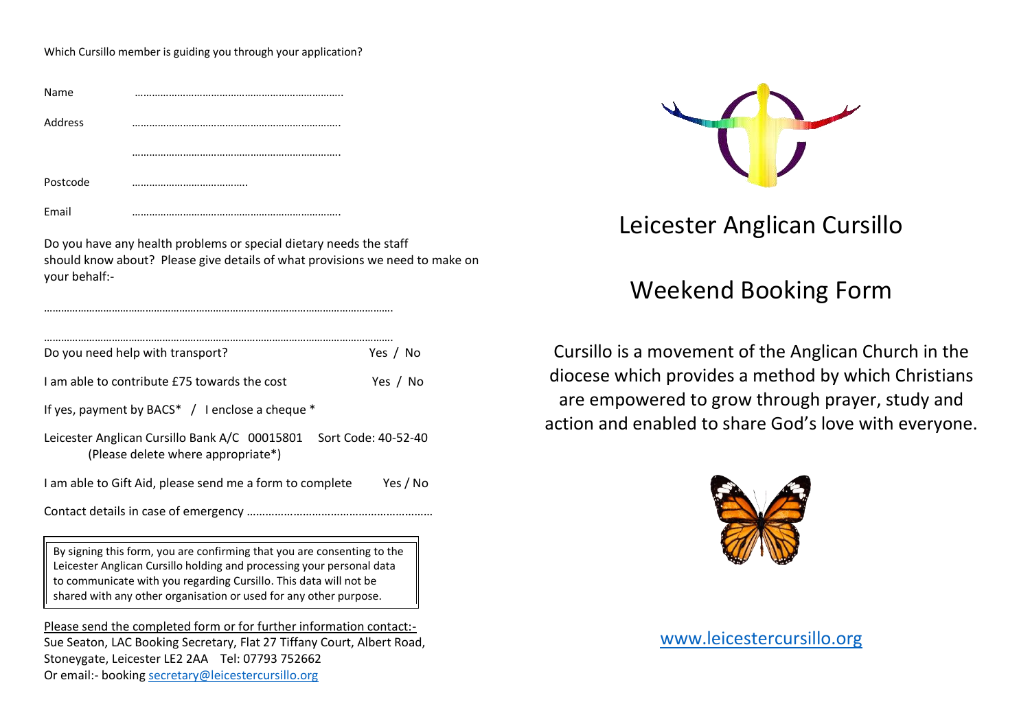Which Cursillo member is guiding you through your application?

Name ………………………………………………………………

Address ………………………………………………………………

………………………………………………………………

Postcode …………………………………

Email ………………………………………………………………

Do you have any health problems or special dietary needs the staff should know about? Please give details of what provisions we need to make on your behalf:-

………………………………………………………………………………………………………

………………………………………………………………………………………………………

Do you need help with transport? Yes / No

I am able to contribute £75 towards the cost Yes / No

If yes, payment by BACS* / I enclose a cheque *

Leicester Anglican Cursillo Bank A/C 00015801 Sort Code: 40-52-40
(Please delete where appropriate*)

I am able to Gift Aid, please send me a form to complete Yes / No

Contact details in case of emergency ……………………………………………………

> By signing this form, you are confirming that you are consenting to the Leicester Anglican Cursillo holding and processing your personal data to communicate with you regarding Cursillo. This data will not be shared with any other organisation or used for any other purpose.

Please send the completed form or for further information contact:-
Sue Seaton, LAC Booking Secretary, Flat 27 Tiffany Court, Albert Road, Stoneygate, Leicester LE2 2AA Tel: 07793 752662
Or email:- booking secretary@leicestercursillo.org

# Leicester Anglican Cursillo

# Weekend Booking Form

Cursillo is a movement of the Anglican Church in the diocese which provides a method by which Christians are empowered to grow through prayer, study and action and enabled to share God's love with everyone.

www.leicestercursillo.org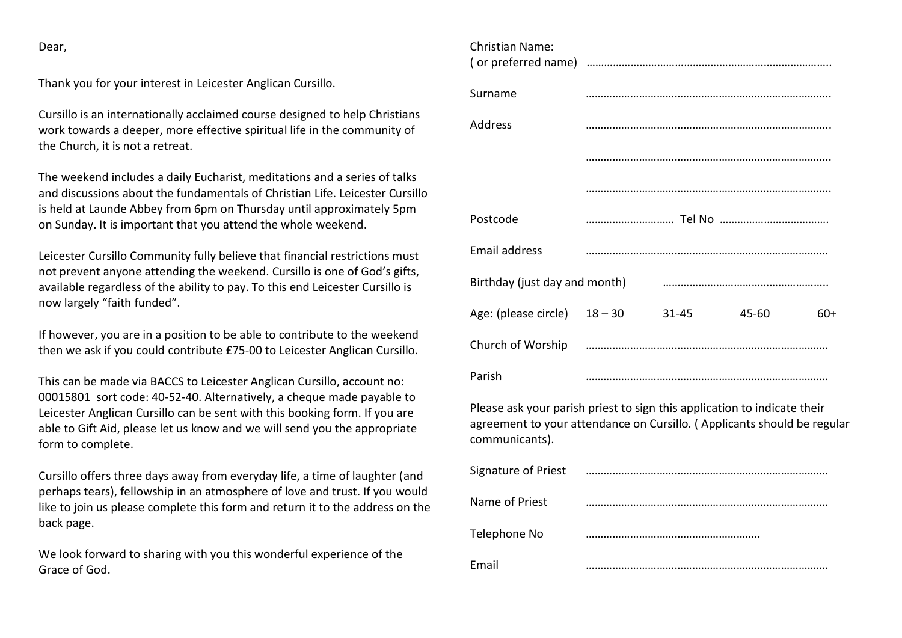Dear,

Thank you for your interest in Leicester Anglican Cursillo.

Cursillo is an internationally acclaimed course designed to help Christians work towards a deeper, more effective spiritual life in the community of the Church, it is not a retreat.

The weekend includes a daily Eucharist, meditations and a series of talks and discussions about the fundamentals of Christian Life. Leicester Cursillo is held at Launde Abbey from 6pm on Thursday until approximately 5pm on Sunday. It is important that you attend the whole weekend.

Leicester Cursillo Community fully believe that financial restrictions must not prevent anyone attending the weekend. Cursillo is one of God's gifts, available regardless of the ability to pay. To this end Leicester Cursillo is now largely "faith funded".

If however, you are in a position to be able to contribute to the weekend then we ask if you could contribute £75-00 to Leicester Anglican Cursillo.

This can be made via BACCS to Leicester Anglican Cursillo, account no: 00015801 sort code: 40-52-40. Alternatively, a cheque made payable to Leicester Anglican Cursillo can be sent with this booking form. If you are able to Gift Aid, please let us know and we will send you the appropriate form to complete.

Cursillo offers three days away from everyday life, a time of laughter (and perhaps tears), fellowship in an atmosphere of love and trust. If you would like to join us please complete this form and return it to the address on the back page.

We look forward to sharing with you this wonderful experience of the Grace of God.

Christian Name:
( or preferred name) ……………………………………………………………………….

Surname ……………………………………………………………………….

Address ……………………………………………………………………….

……………………………………………………………………….

……………………………………………………………………….

Postcode ………………………… Tel No ……………………………….

Email address ……………………………………………………………………….

Birthday (just day and month) ……………………………………………….

Age: (please circle) 18 – 30 31-45 45-60 60+

Church of Worship ……………………………………………………………………….

Parish ……………………………………………………………………….

Please ask your parish priest to sign this application to indicate their agreement to your attendance on Cursillo. ( Applicants should be regular communicants).

Signature of Priest ……………………………………………………………………….

Name of Priest ……………………………………………………………………….

Telephone No …………………………………………………..

Email ……………………………………………………………………….